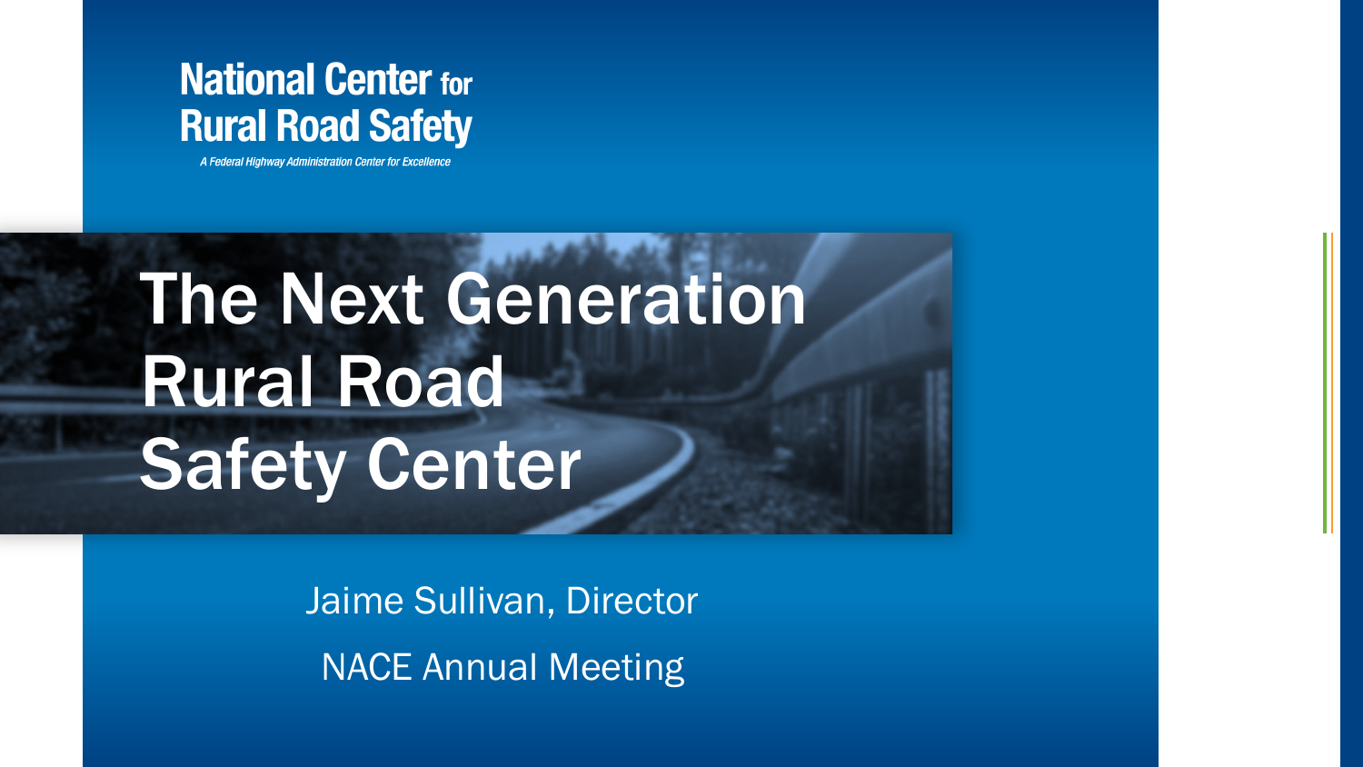**National Center for Rural Road Safety**

*A Federal Highway Administration Center for Excellence*

# The Next Generation Rural Road Safety Center

Jaime Sullivan, Director

NACE Annual Meeting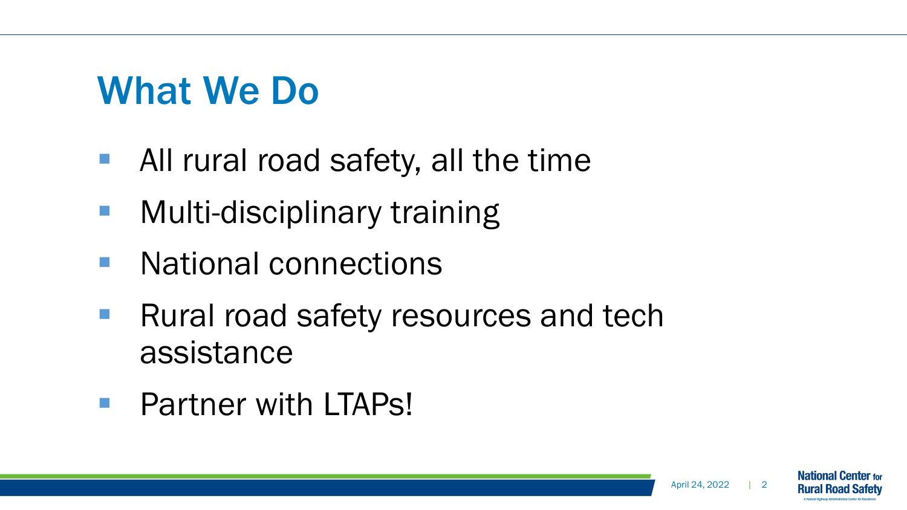# What We Do

- All rural road safety, all the time
- Multi-disciplinary training
- National connections
- Rural road safety resources and tech assistance
- Partner with LTAPs!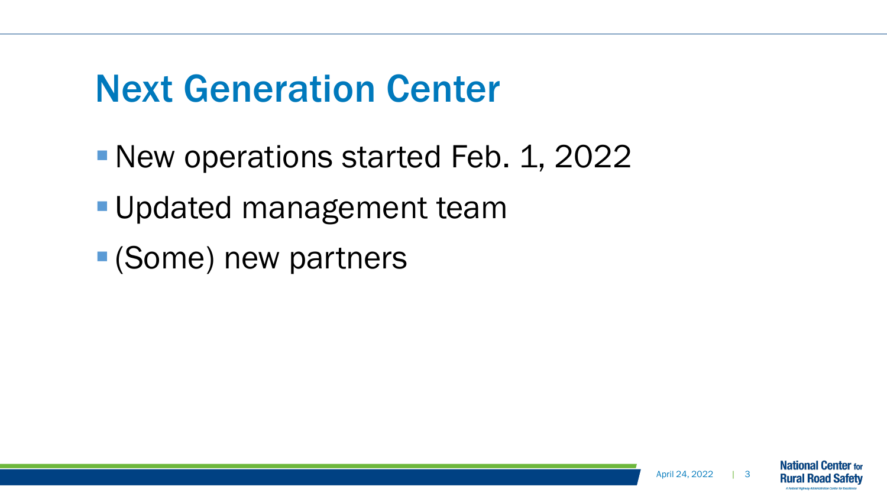# Next Generation Center

- New operations started Feb. 1, 2022
- Updated management team
- (Some) new partners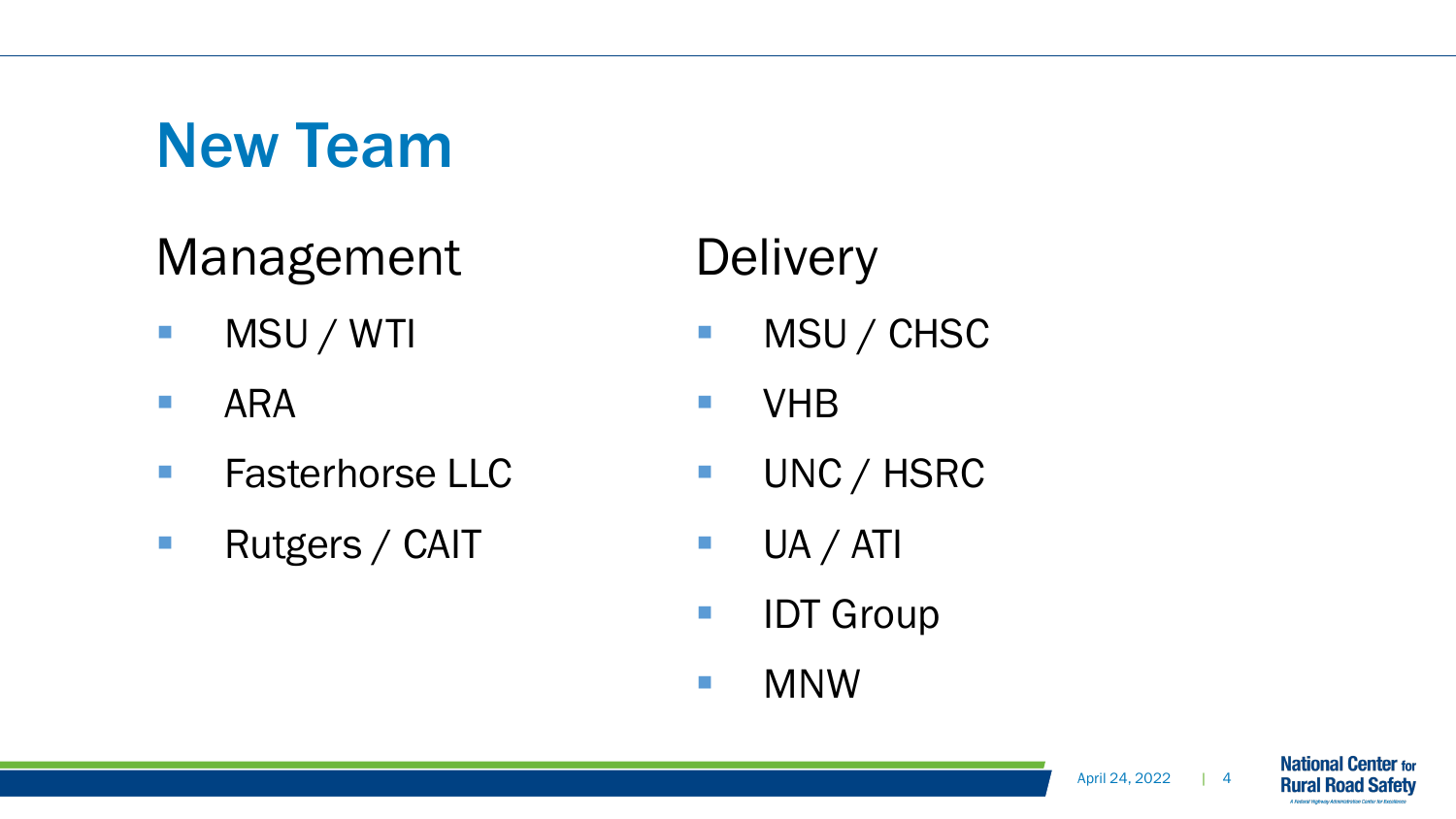# New Team

## Management

- MSU / WTI
- ARA
- Fasterhorse LLC
- Rutgers / CAIT

## Delivery

- MSU / CHSC
- VHB
- UNC / HSRC
- UA / ATI
- IDT Group
- MNW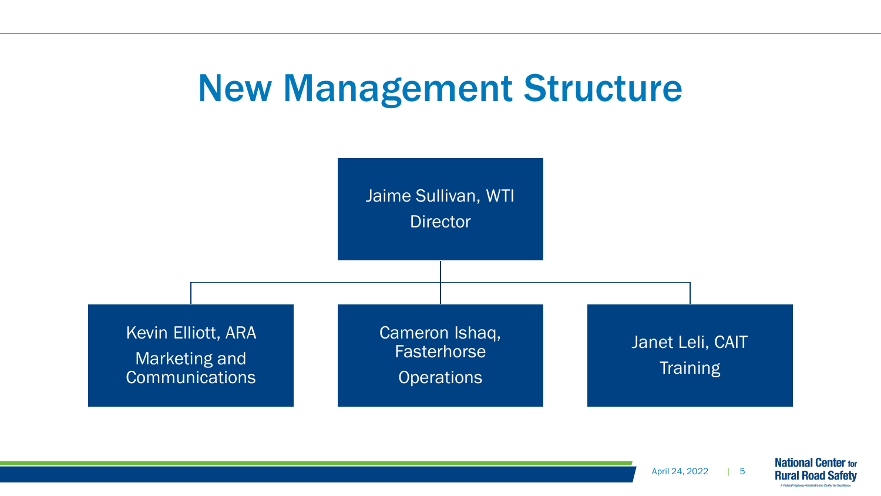# New Management Structure

- Jaime Sullivan, WTI
  Director
  - Kevin Elliott, ARA
    Marketing and Communications
  - Cameron Ishaq, Fasterhorse
    Operations
  - Janet Leli, CAIT
    Training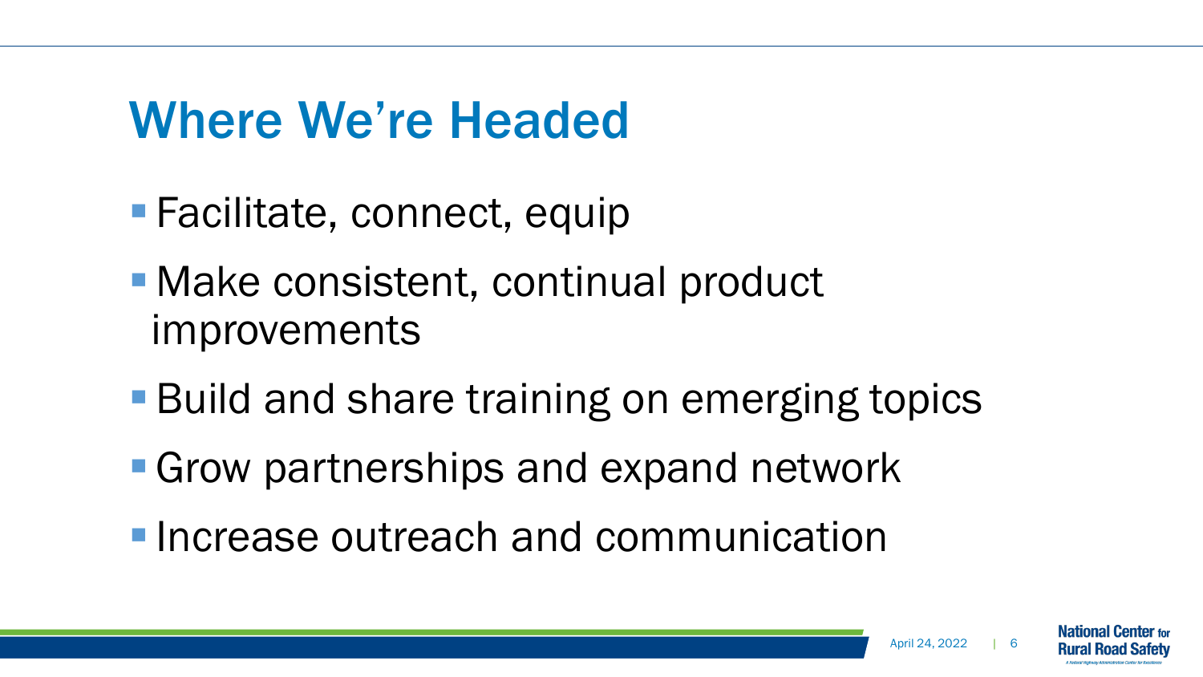# Where We're Headed

- Facilitate, connect, equip
- Make consistent, continual product improvements
- Build and share training on emerging topics
- Grow partnerships and expand network
- Increase outreach and communication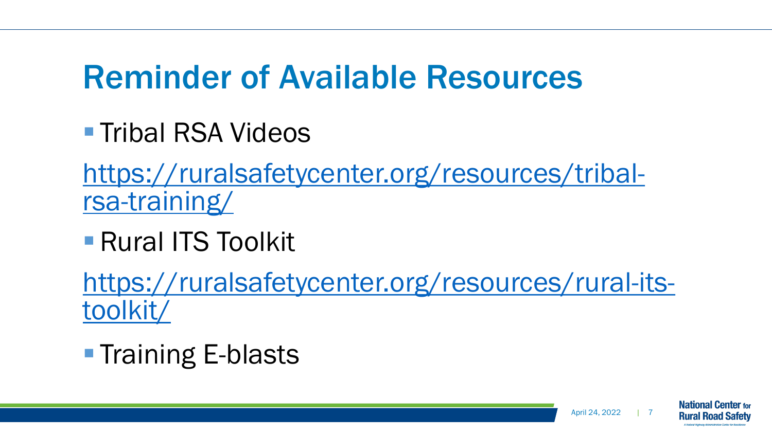# Reminder of Available Resources

- Tribal RSA Videos

https://ruralsafetycenter.org/resources/tribal-rsa-training/

- Rural ITS Toolkit

https://ruralsafetycenter.org/resources/rural-its-toolkit/

- Training E-blasts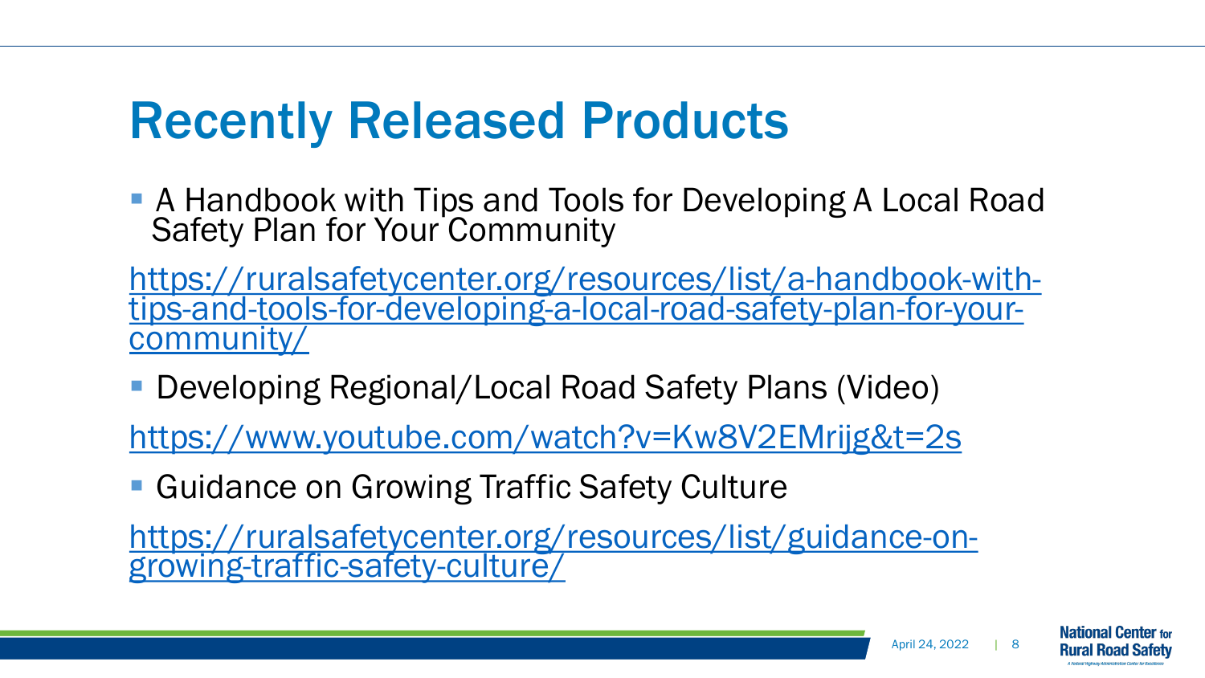# Recently Released Products

- A Handbook with Tips and Tools for Developing A Local Road Safety Plan for Your Community

https://ruralsafetycenter.org/resources/list/a-handbook-with-tips-and-tools-for-developing-a-local-road-safety-plan-for-your-community/

- Developing Regional/Local Road Safety Plans (Video)

https://www.youtube.com/watch?v=Kw8V2EMrijg&t=2s

- Guidance on Growing Traffic Safety Culture

https://ruralsafetycenter.org/resources/list/guidance-on-growing-traffic-safety-culture/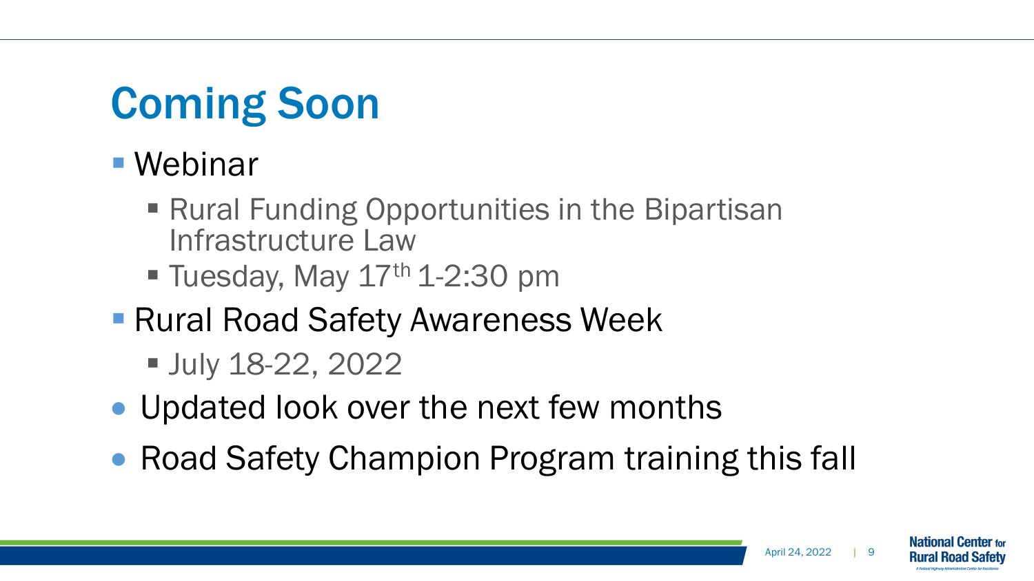# Coming Soon

- Webinar
  - Rural Funding Opportunities in the Bipartisan Infrastructure Law
  - Tuesday, May 17th 1-2:30 pm
- Rural Road Safety Awareness Week
  - July 18-22, 2022
- Updated look over the next few months
- Road Safety Champion Program training this fall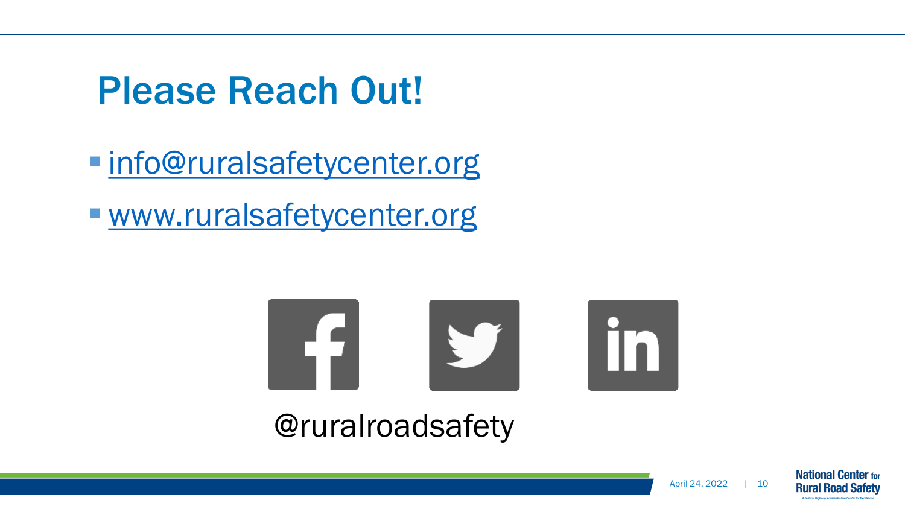# Please Reach Out!

- info@ruralsafetycenter.org
- www.ruralsafetycenter.org

@ruralroadsafety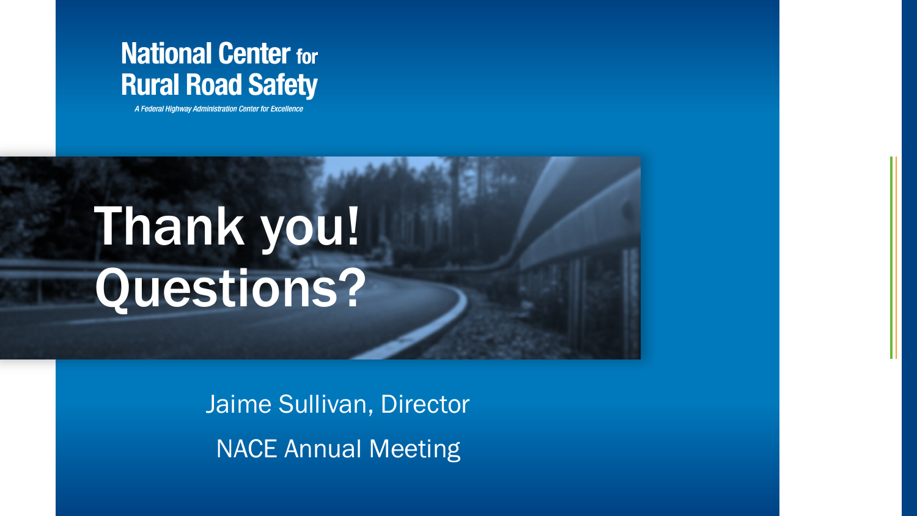**National Center for Rural Road Safety**

*A Federal Highway Administration Center for Excellence*

# Thank you! Questions?

Jaime Sullivan, Director

NACE Annual Meeting